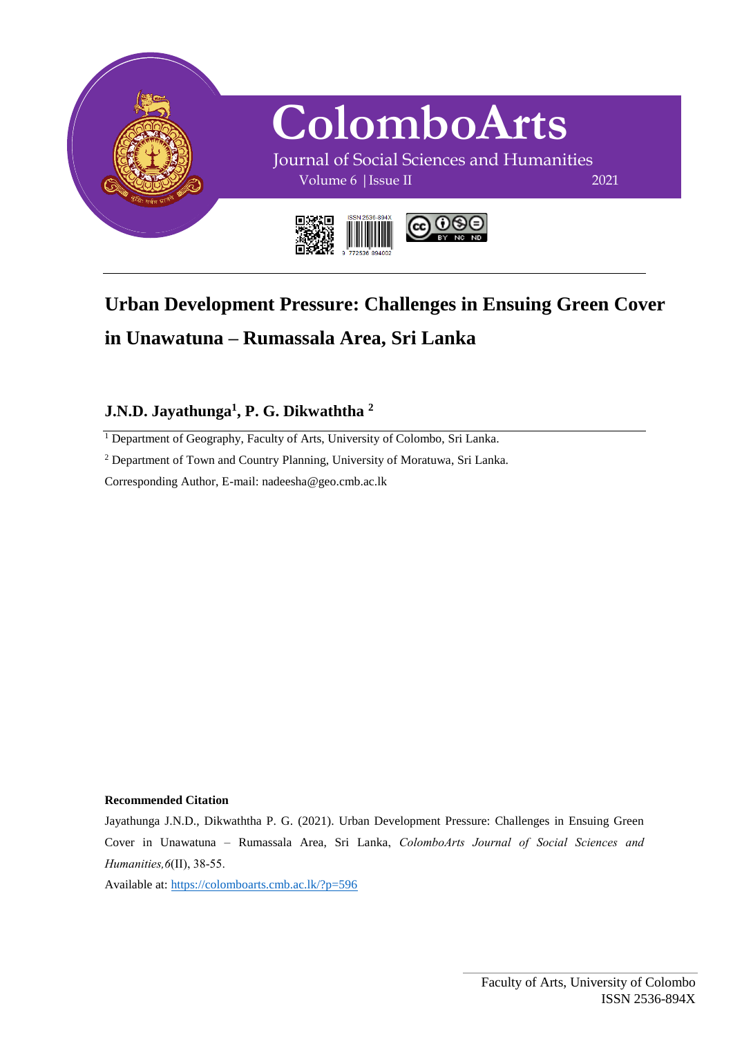# ColomboArts

Journal of Social Sciences and Humanities

Volume 6 | Issue II 2021

ISSN 2536-894X

# Urban Development Pressure: Challenges in Ensuing Green Cover in Unawatuna – Rumassala Area, Sri Lanka

**J.N.D. Jayathunga[1], P. G. Dikwaththa [2]**

[1] Department of Geography, Faculty of Arts, University of Colombo, Sri Lanka.

[2] Department of Town and Country Planning, University of Moratuwa, Sri Lanka.

Corresponding Author, E-mail: nadeesha@geo.cmb.ac.lk

**Recommended Citation**

Jayathunga J.N.D., Dikwaththa P. G. (2021). Urban Development Pressure: Challenges in Ensuing Green Cover in Unawatuna – Rumassala Area, Sri Lanka, *ColomboArts Journal of Social Sciences and Humanities, 6*(II), 38-55.

Available at: https://colomboarts.cmb.ac.lk/?p=596

Faculty of Arts, University of Colombo
ISSN 2536-894X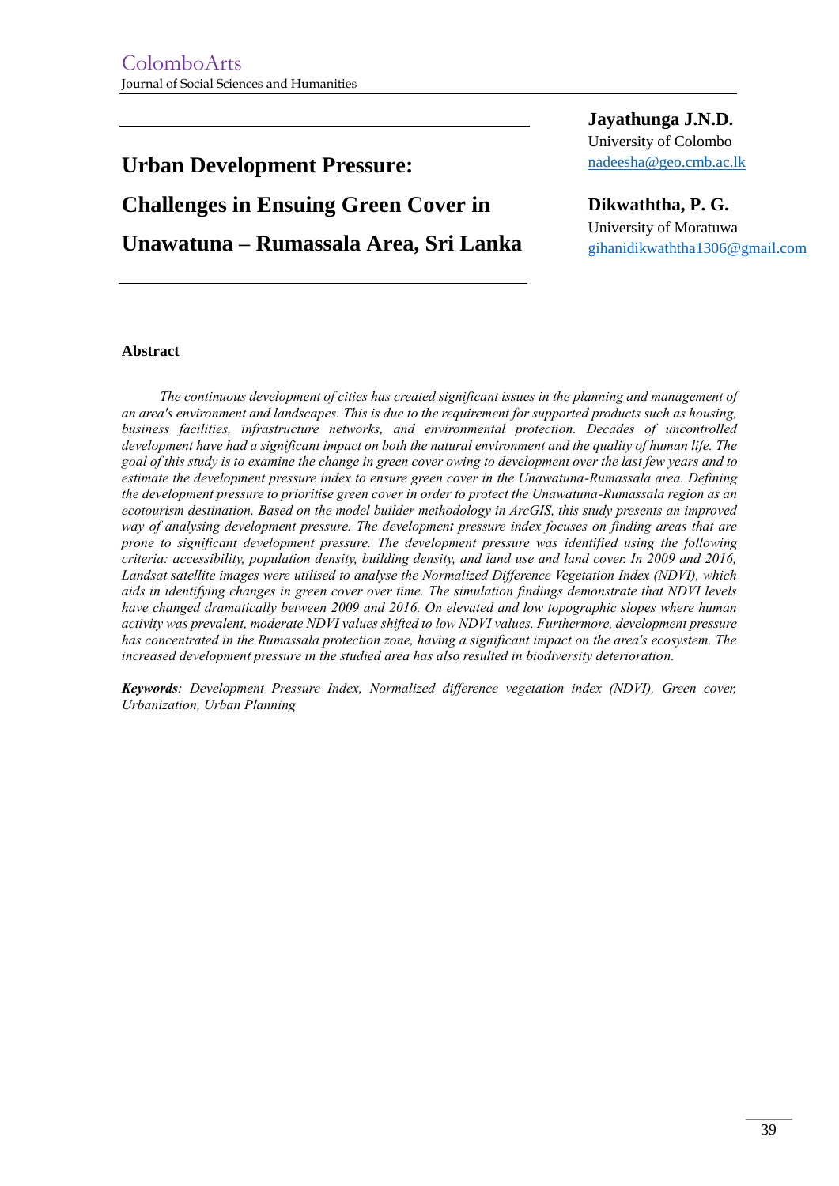# Urban Development Pressure: Challenges in Ensuing Green Cover in Unawatuna – Rumassala Area, Sri Lanka

**Jayathunga J.N.D.**
University of Colombo
nadeesha@geo.cmb.ac.lk

**Dikwaththa, P. G.**
University of Moratuwa
gihanidikwaththa1306@gmail.com

## Abstract

*The continuous development of cities has created significant issues in the planning and management of an area's environment and landscapes. This is due to the requirement for supported products such as housing, business facilities, infrastructure networks, and environmental protection. Decades of uncontrolled development have had a significant impact on both the natural environment and the quality of human life. The goal of this study is to examine the change in green cover owing to development over the last few years and to estimate the development pressure index to ensure green cover in the Unawatuna-Rumassala area. Defining the development pressure to prioritise green cover in order to protect the Unawatuna-Rumassala region as an ecotourism destination. Based on the model builder methodology in ArcGIS, this study presents an improved way of analysing development pressure. The development pressure index focuses on finding areas that are prone to significant development pressure. The development pressure was identified using the following criteria: accessibility, population density, building density, and land use and land cover. In 2009 and 2016, Landsat satellite images were utilised to analyse the Normalized Difference Vegetation Index (NDVI), which aids in identifying changes in green cover over time. The simulation findings demonstrate that NDVI levels have changed dramatically between 2009 and 2016. On elevated and low topographic slopes where human activity was prevalent, moderate NDVI values shifted to low NDVI values. Furthermore, development pressure has concentrated in the Rumassala protection zone, having a significant impact on the area's ecosystem. The increased development pressure in the studied area has also resulted in biodiversity deterioration.*

***Keywords****: Development Pressure Index, Normalized difference vegetation index (NDVI), Green cover, Urbanization, Urban Planning*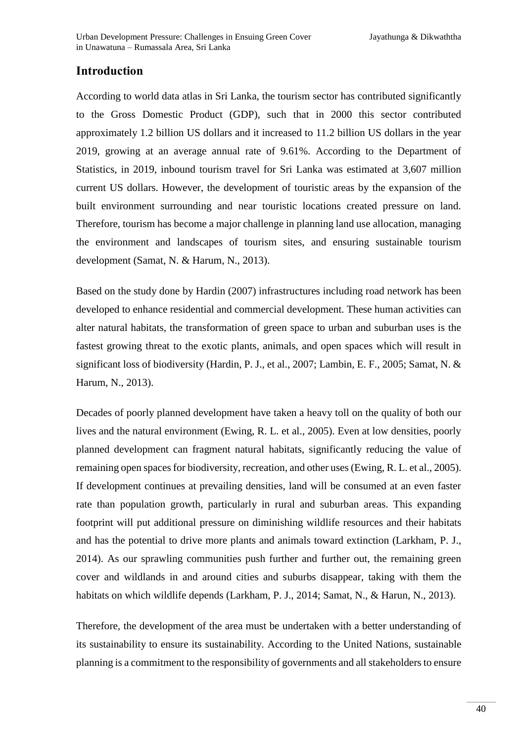## Introduction

According to world data atlas in Sri Lanka, the tourism sector has contributed significantly to the Gross Domestic Product (GDP), such that in 2000 this sector contributed approximately 1.2 billion US dollars and it increased to 11.2 billion US dollars in the year 2019, growing at an average annual rate of 9.61%. According to the Department of Statistics, in 2019, inbound tourism travel for Sri Lanka was estimated at 3,607 million current US dollars. However, the development of touristic areas by the expansion of the built environment surrounding and near touristic locations created pressure on land. Therefore, tourism has become a major challenge in planning land use allocation, managing the environment and landscapes of tourism sites, and ensuring sustainable tourism development (Samat, N. & Harum, N., 2013).

Based on the study done by Hardin (2007) infrastructures including road network has been developed to enhance residential and commercial development. These human activities can alter natural habitats, the transformation of green space to urban and suburban uses is the fastest growing threat to the exotic plants, animals, and open spaces which will result in significant loss of biodiversity (Hardin, P. J., et al., 2007; Lambin, E. F., 2005; Samat, N. & Harum, N., 2013).

Decades of poorly planned development have taken a heavy toll on the quality of both our lives and the natural environment (Ewing, R. L. et al., 2005). Even at low densities, poorly planned development can fragment natural habitats, significantly reducing the value of remaining open spaces for biodiversity, recreation, and other uses (Ewing, R. L. et al., 2005). If development continues at prevailing densities, land will be consumed at an even faster rate than population growth, particularly in rural and suburban areas. This expanding footprint will put additional pressure on diminishing wildlife resources and their habitats and has the potential to drive more plants and animals toward extinction (Larkham, P. J., 2014). As our sprawling communities push further and further out, the remaining green cover and wildlands in and around cities and suburbs disappear, taking with them the habitats on which wildlife depends (Larkham, P. J., 2014; Samat, N., & Harun, N., 2013).

Therefore, the development of the area must be undertaken with a better understanding of its sustainability to ensure its sustainability. According to the United Nations, sustainable planning is a commitment to the responsibility of governments and all stakeholders to ensure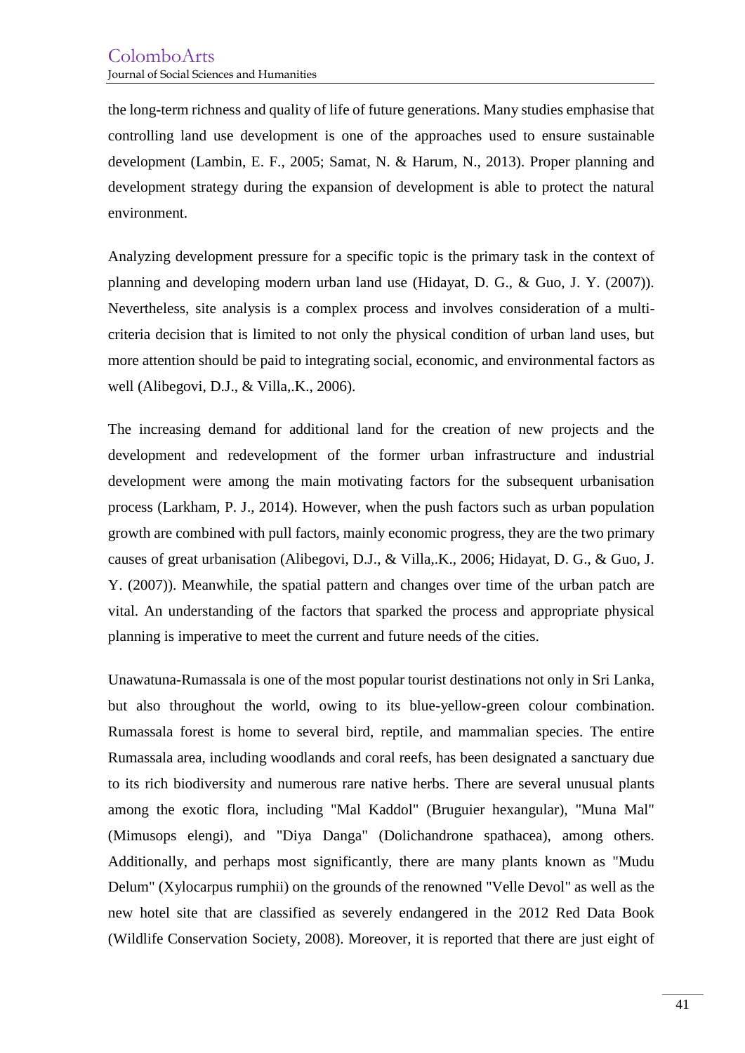the long-term richness and quality of life of future generations. Many studies emphasise that controlling land use development is one of the approaches used to ensure sustainable development (Lambin, E. F., 2005; Samat, N. & Harum, N., 2013). Proper planning and development strategy during the expansion of development is able to protect the natural environment.

Analyzing development pressure for a specific topic is the primary task in the context of planning and developing modern urban land use (Hidayat, D. G., & Guo, J. Y. (2007)). Nevertheless, site analysis is a complex process and involves consideration of a multi-criteria decision that is limited to not only the physical condition of urban land uses, but more attention should be paid to integrating social, economic, and environmental factors as well (Alibegovi, D.J., & Villa,.K., 2006).

The increasing demand for additional land for the creation of new projects and the development and redevelopment of the former urban infrastructure and industrial development were among the main motivating factors for the subsequent urbanisation process (Larkham, P. J., 2014). However, when the push factors such as urban population growth are combined with pull factors, mainly economic progress, they are the two primary causes of great urbanisation (Alibegovi, D.J., & Villa,.K., 2006; Hidayat, D. G., & Guo, J. Y. (2007)). Meanwhile, the spatial pattern and changes over time of the urban patch are vital. An understanding of the factors that sparked the process and appropriate physical planning is imperative to meet the current and future needs of the cities.

Unawatuna-Rumassala is one of the most popular tourist destinations not only in Sri Lanka, but also throughout the world, owing to its blue-yellow-green colour combination. Rumassala forest is home to several bird, reptile, and mammalian species. The entire Rumassala area, including woodlands and coral reefs, has been designated a sanctuary due to its rich biodiversity and numerous rare native herbs. There are several unusual plants among the exotic flora, including "Mal Kaddol" (Bruguier hexangular), "Muna Mal" (Mimusops elengi), and "Diya Danga" (Dolichandrone spathacea), among others. Additionally, and perhaps most significantly, there are many plants known as "Mudu Delum" (Xylocarpus rumphii) on the grounds of the renowned "Velle Devol" as well as the new hotel site that are classified as severely endangered in the 2012 Red Data Book (Wildlife Conservation Society, 2008). Moreover, it is reported that there are just eight of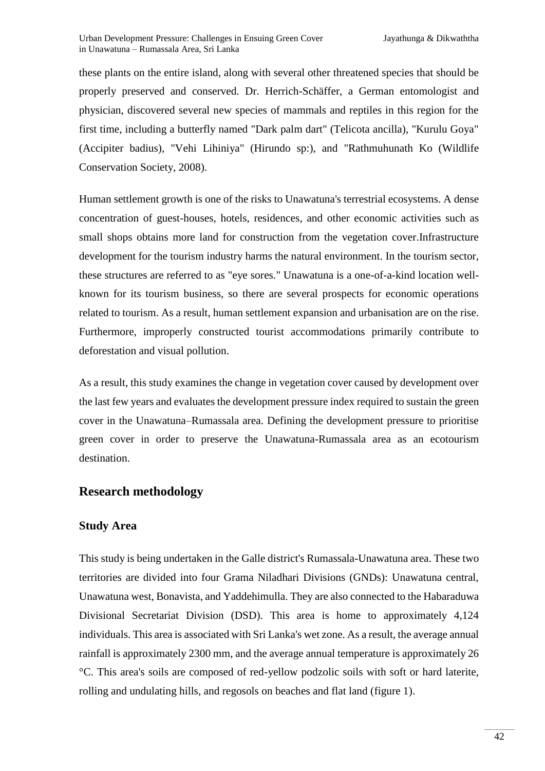these plants on the entire island, along with several other threatened species that should be properly preserved and conserved. Dr. Herrich-Schäffer, a German entomologist and physician, discovered several new species of mammals and reptiles in this region for the first time, including a butterfly named "Dark palm dart" (Telicota ancilla), "Kurulu Goya" (Accipiter badius), "Vehi Lihiniya" (Hirundo sp:), and "Rathmuhunath Ko (Wildlife Conservation Society, 2008).

Human settlement growth is one of the risks to Unawatuna's terrestrial ecosystems. A dense concentration of guest-houses, hotels, residences, and other economic activities such as small shops obtains more land for construction from the vegetation cover.Infrastructure development for the tourism industry harms the natural environment. In the tourism sector, these structures are referred to as "eye sores." Unawatuna is a one-of-a-kind location well-known for its tourism business, so there are several prospects for economic operations related to tourism. As a result, human settlement expansion and urbanisation are on the rise. Furthermore, improperly constructed tourist accommodations primarily contribute to deforestation and visual pollution.

As a result, this study examines the change in vegetation cover caused by development over the last few years and evaluates the development pressure index required to sustain the green cover in the Unawatuna–Rumassala area. Defining the development pressure to prioritise green cover in order to preserve the Unawatuna-Rumassala area as an ecotourism destination.

## Research methodology

### Study Area

This study is being undertaken in the Galle district's Rumassala-Unawatuna area. These two territories are divided into four Grama Niladhari Divisions (GNDs): Unawatuna central, Unawatuna west, Bonavista, and Yaddehimulla. They are also connected to the Habaraduwa Divisional Secretariat Division (DSD). This area is home to approximately 4,124 individuals. This area is associated with Sri Lanka's wet zone. As a result, the average annual rainfall is approximately 2300 mm, and the average annual temperature is approximately 26 °C. This area's soils are composed of red-yellow podzolic soils with soft or hard laterite, rolling and undulating hills, and regosols on beaches and flat land (figure 1).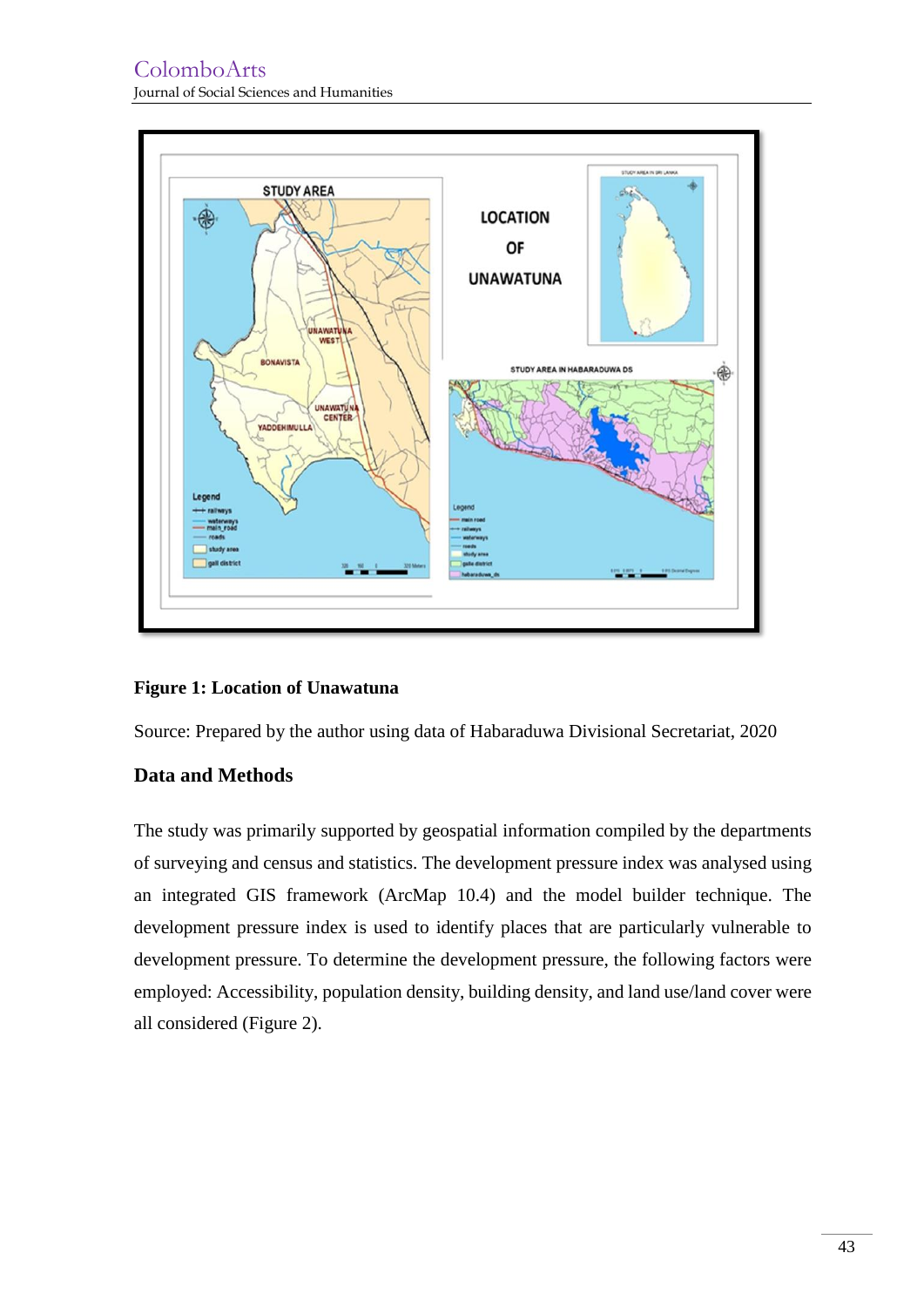**Figure 1: Location of Unawatuna**

Source: Prepared by the author using data of Habaraduwa Divisional Secretariat, 2020

## Data and Methods

The study was primarily supported by geospatial information compiled by the departments of surveying and census and statistics. The development pressure index was analysed using an integrated GIS framework (ArcMap 10.4) and the model builder technique. The development pressure index is used to identify places that are particularly vulnerable to development pressure. To determine the development pressure, the following factors were employed: Accessibility, population density, building density, and land use/land cover were all considered (Figure 2).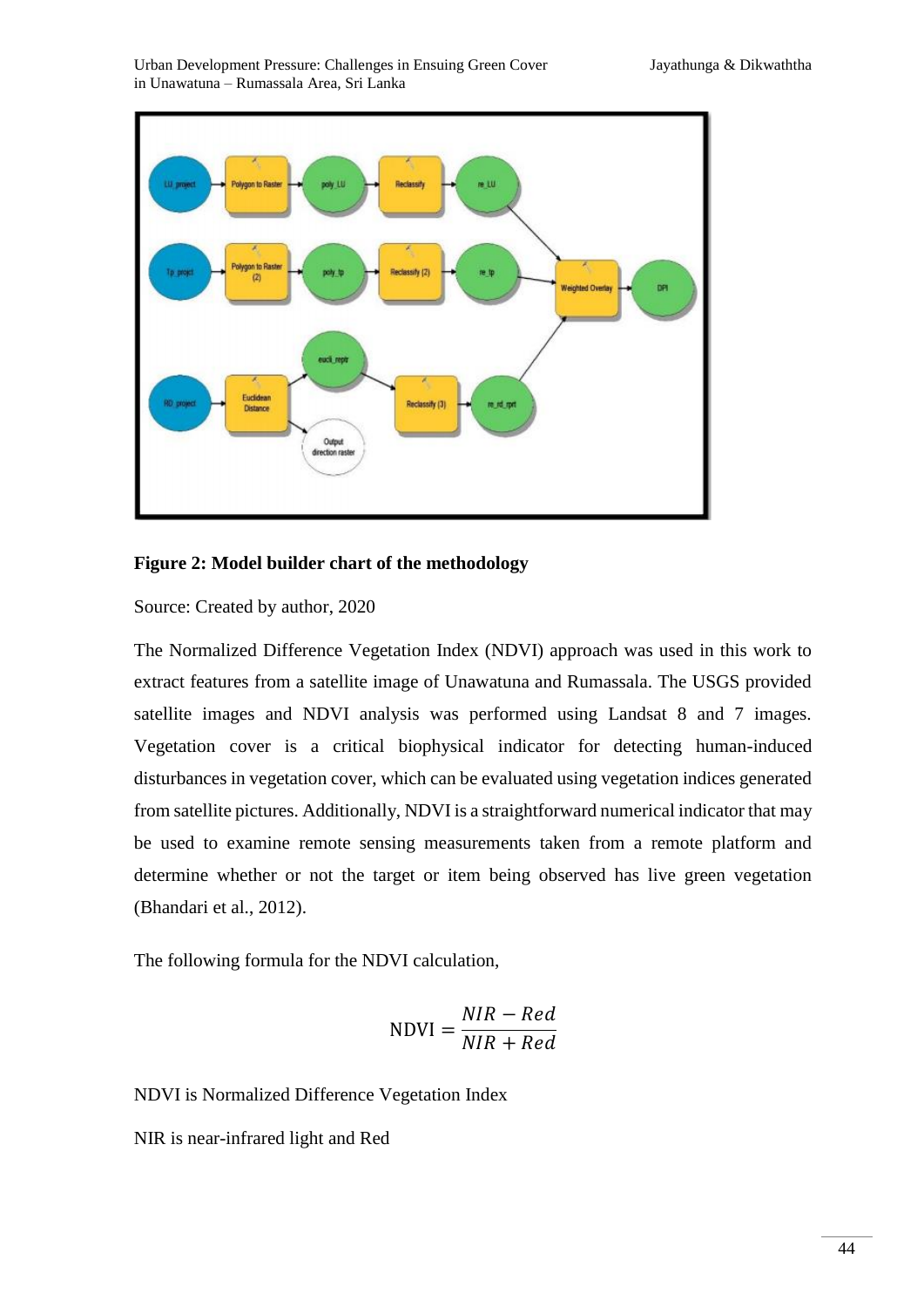**Figure 2: Model builder chart of the methodology**

Source: Created by author, 2020

The Normalized Difference Vegetation Index (NDVI) approach was used in this work to extract features from a satellite image of Unawatuna and Rumassala. The USGS provided satellite images and NDVI analysis was performed using Landsat 8 and 7 images. Vegetation cover is a critical biophysical indicator for detecting human-induced disturbances in vegetation cover, which can be evaluated using vegetation indices generated from satellite pictures. Additionally, NDVI is a straightforward numerical indicator that may be used to examine remote sensing measurements taken from a remote platform and determine whether or not the target or item being observed has live green vegetation (Bhandari et al., 2012).

The following formula for the NDVI calculation,

$$\text{NDVI} = \frac{NIR - Red}{NIR + Red}$$

NDVI is Normalized Difference Vegetation Index

NIR is near-infrared light and Red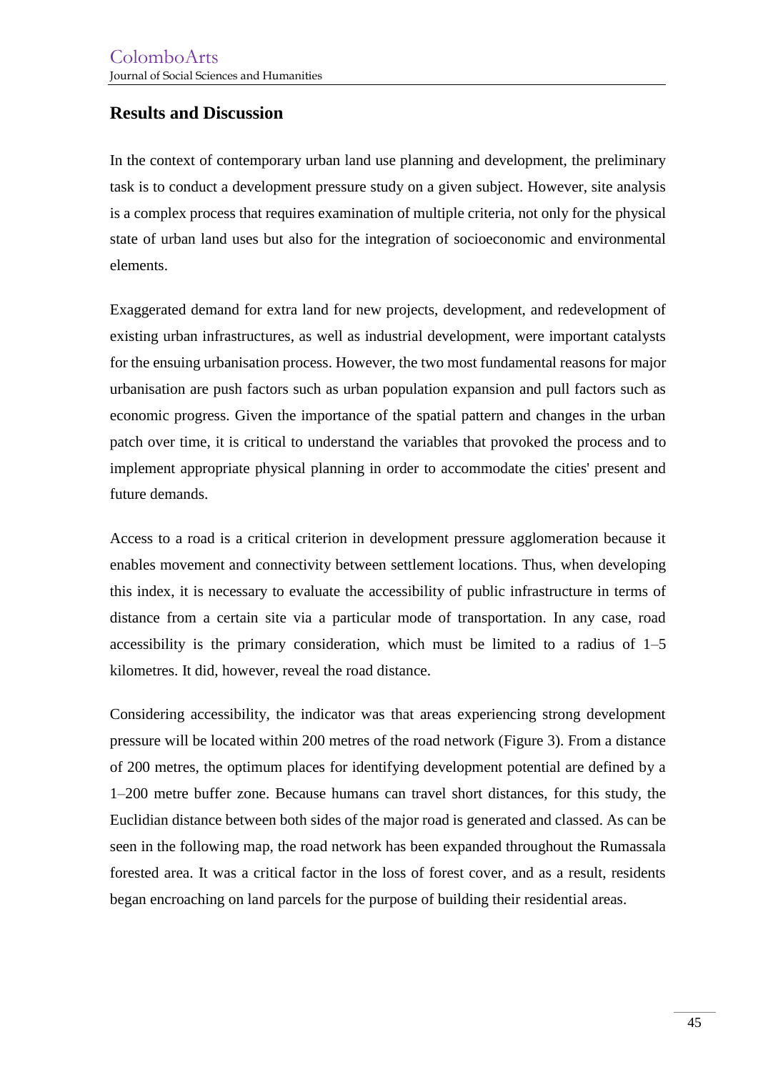## Results and Discussion

In the context of contemporary urban land use planning and development, the preliminary task is to conduct a development pressure study on a given subject. However, site analysis is a complex process that requires examination of multiple criteria, not only for the physical state of urban land uses but also for the integration of socioeconomic and environmental elements.

Exaggerated demand for extra land for new projects, development, and redevelopment of existing urban infrastructures, as well as industrial development, were important catalysts for the ensuing urbanisation process. However, the two most fundamental reasons for major urbanisation are push factors such as urban population expansion and pull factors such as economic progress. Given the importance of the spatial pattern and changes in the urban patch over time, it is critical to understand the variables that provoked the process and to implement appropriate physical planning in order to accommodate the cities' present and future demands.

Access to a road is a critical criterion in development pressure agglomeration because it enables movement and connectivity between settlement locations. Thus, when developing this index, it is necessary to evaluate the accessibility of public infrastructure in terms of distance from a certain site via a particular mode of transportation. In any case, road accessibility is the primary consideration, which must be limited to a radius of 1–5 kilometres. It did, however, reveal the road distance.

Considering accessibility, the indicator was that areas experiencing strong development pressure will be located within 200 metres of the road network (Figure 3). From a distance of 200 metres, the optimum places for identifying development potential are defined by a 1–200 metre buffer zone. Because humans can travel short distances, for this study, the Euclidian distance between both sides of the major road is generated and classed. As can be seen in the following map, the road network has been expanded throughout the Rumassala forested area. It was a critical factor in the loss of forest cover, and as a result, residents began encroaching on land parcels for the purpose of building their residential areas.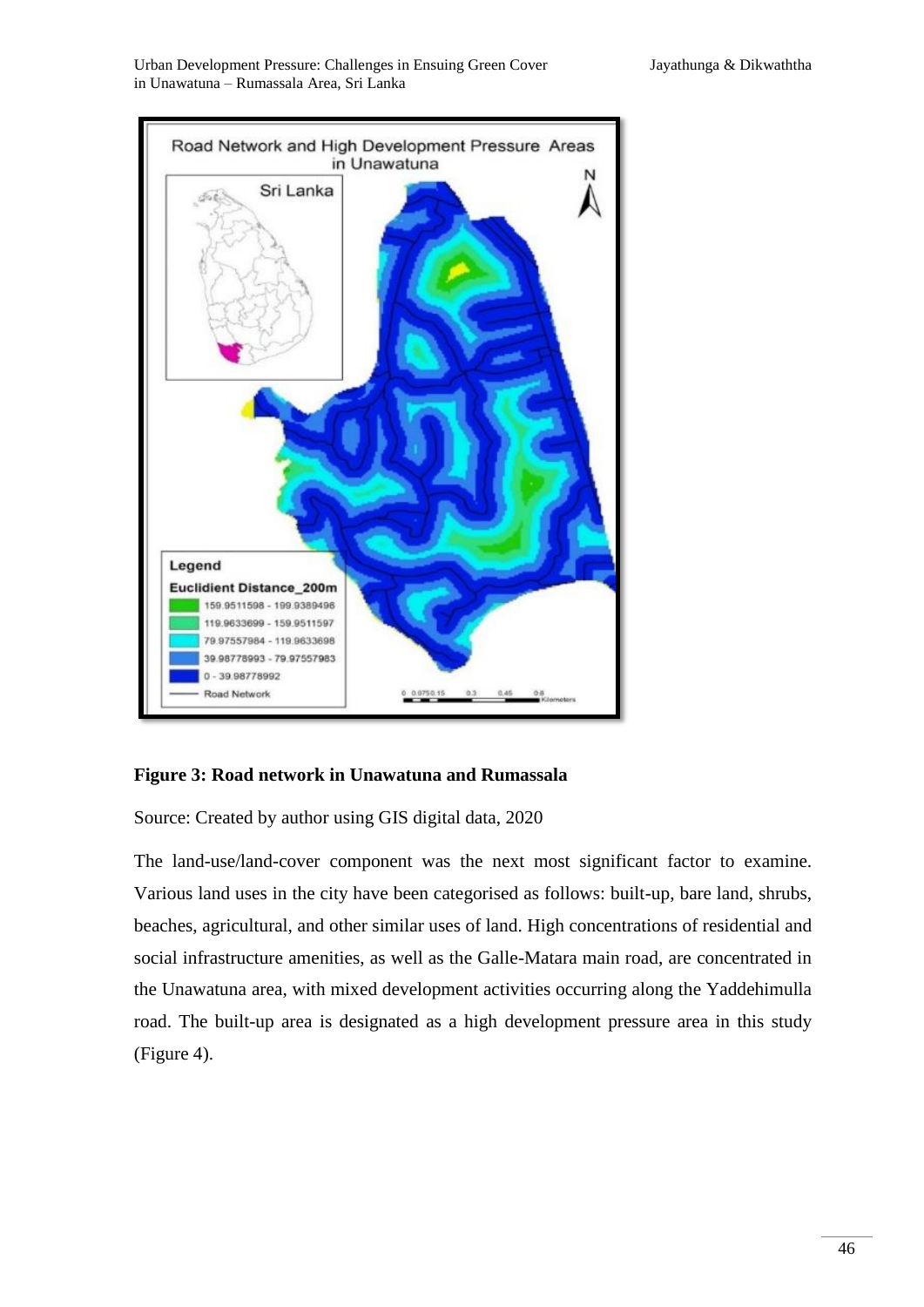**Figure 3: Road network in Unawatuna and Rumassala**

Source: Created by author using GIS digital data, 2020

The land-use/land-cover component was the next most significant factor to examine. Various land uses in the city have been categorised as follows: built-up, bare land, shrubs, beaches, agricultural, and other similar uses of land. High concentrations of residential and social infrastructure amenities, as well as the Galle-Matara main road, are concentrated in the Unawatuna area, with mixed development activities occurring along the Yaddehimulla road. The built-up area is designated as a high development pressure area in this study (Figure 4).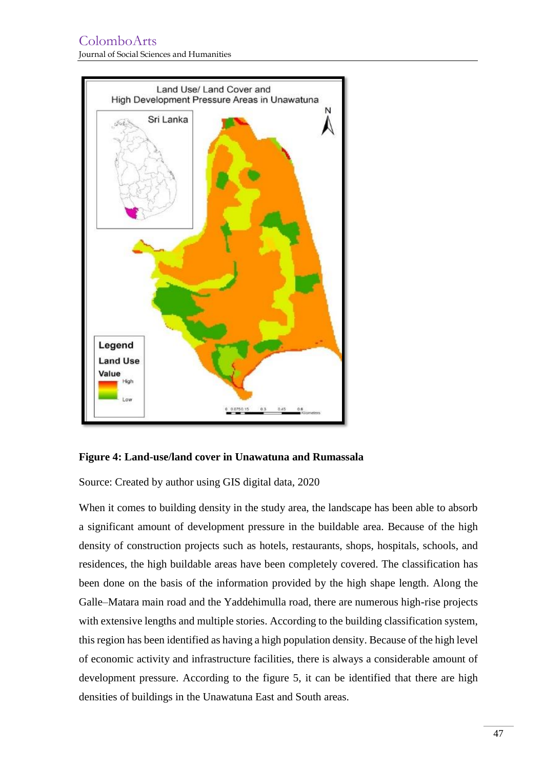**Figure 4: Land-use/land cover in Unawatuna and Rumassala**

Source: Created by author using GIS digital data, 2020

When it comes to building density in the study area, the landscape has been able to absorb a significant amount of development pressure in the buildable area. Because of the high density of construction projects such as hotels, restaurants, shops, hospitals, schools, and residences, the high buildable areas have been completely covered. The classification has been done on the basis of the information provided by the high shape length. Along the Galle–Matara main road and the Yaddehimulla road, there are numerous high-rise projects with extensive lengths and multiple stories. According to the building classification system, this region has been identified as having a high population density. Because of the high level of economic activity and infrastructure facilities, there is always a considerable amount of development pressure. According to the figure 5, it can be identified that there are high densities of buildings in the Unawatuna East and South areas.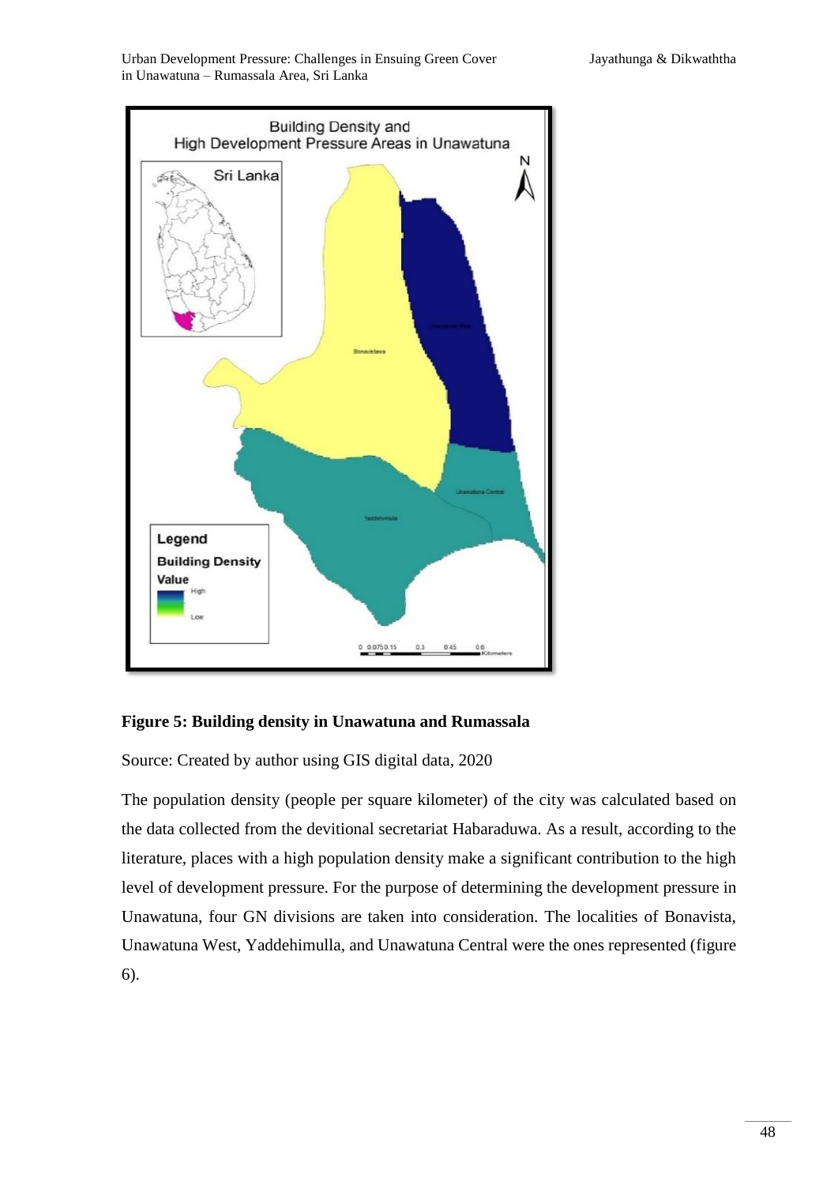**Figure 5: Building density in Unawatuna and Rumassala**

Source: Created by author using GIS digital data, 2020

The population density (people per square kilometer) of the city was calculated based on the data collected from the devitional secretariat Habaraduwa. As a result, according to the literature, places with a high population density make a significant contribution to the high level of development pressure. For the purpose of determining the development pressure in Unawatuna, four GN divisions are taken into consideration. The localities of Bonavista, Unawatuna West, Yaddehimulla, and Unawatuna Central were the ones represented (figure 6).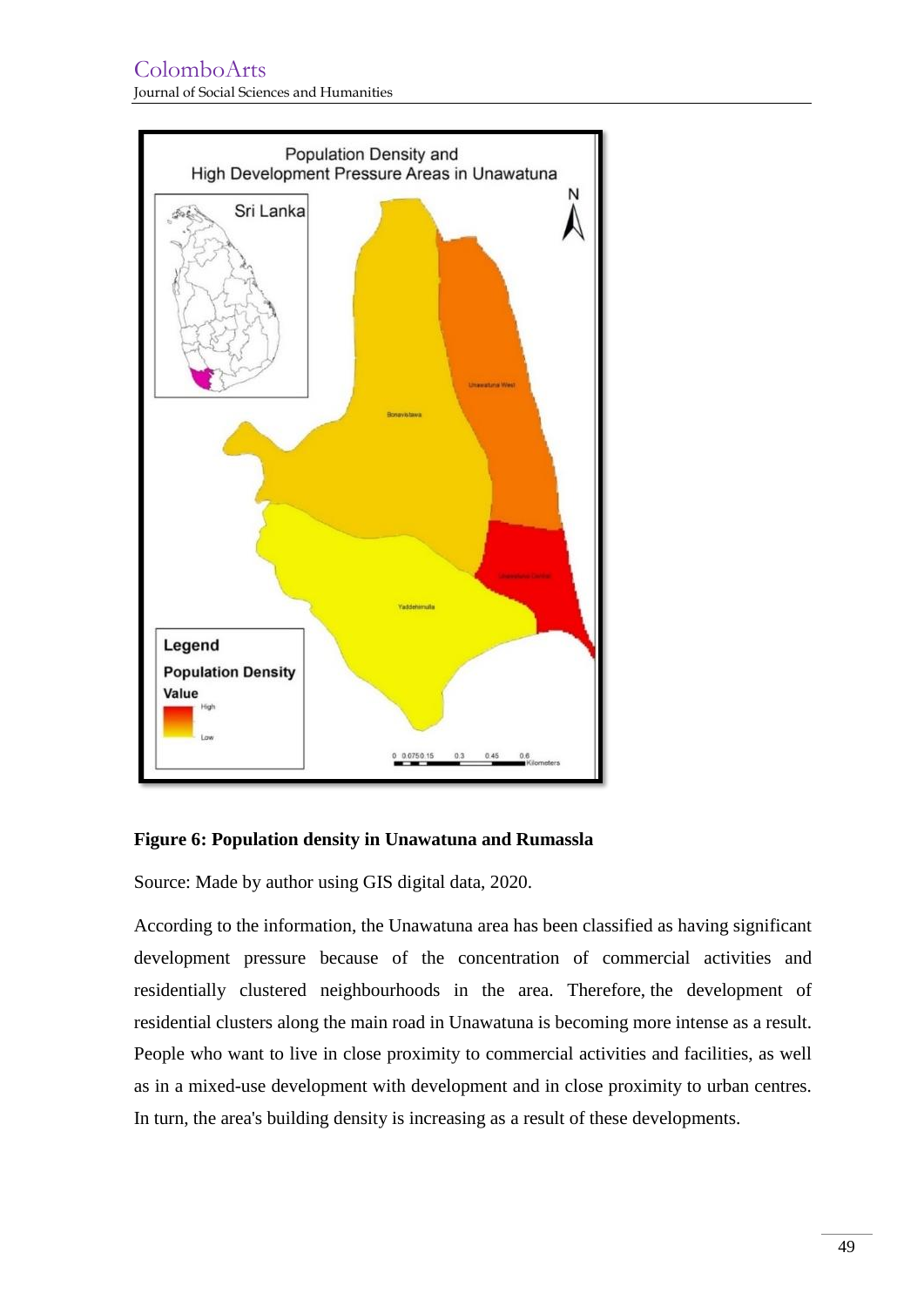**Figure 6: Population density in Unawatuna and Rumassla**

Source: Made by author using GIS digital data, 2020.

According to the information, the Unawatuna area has been classified as having significant development pressure because of the concentration of commercial activities and residentially clustered neighbourhoods in the area. Therefore, the development of residential clusters along the main road in Unawatuna is becoming more intense as a result. People who want to live in close proximity to commercial activities and facilities, as well as in a mixed-use development with development and in close proximity to urban centres. In turn, the area's building density is increasing as a result of these developments.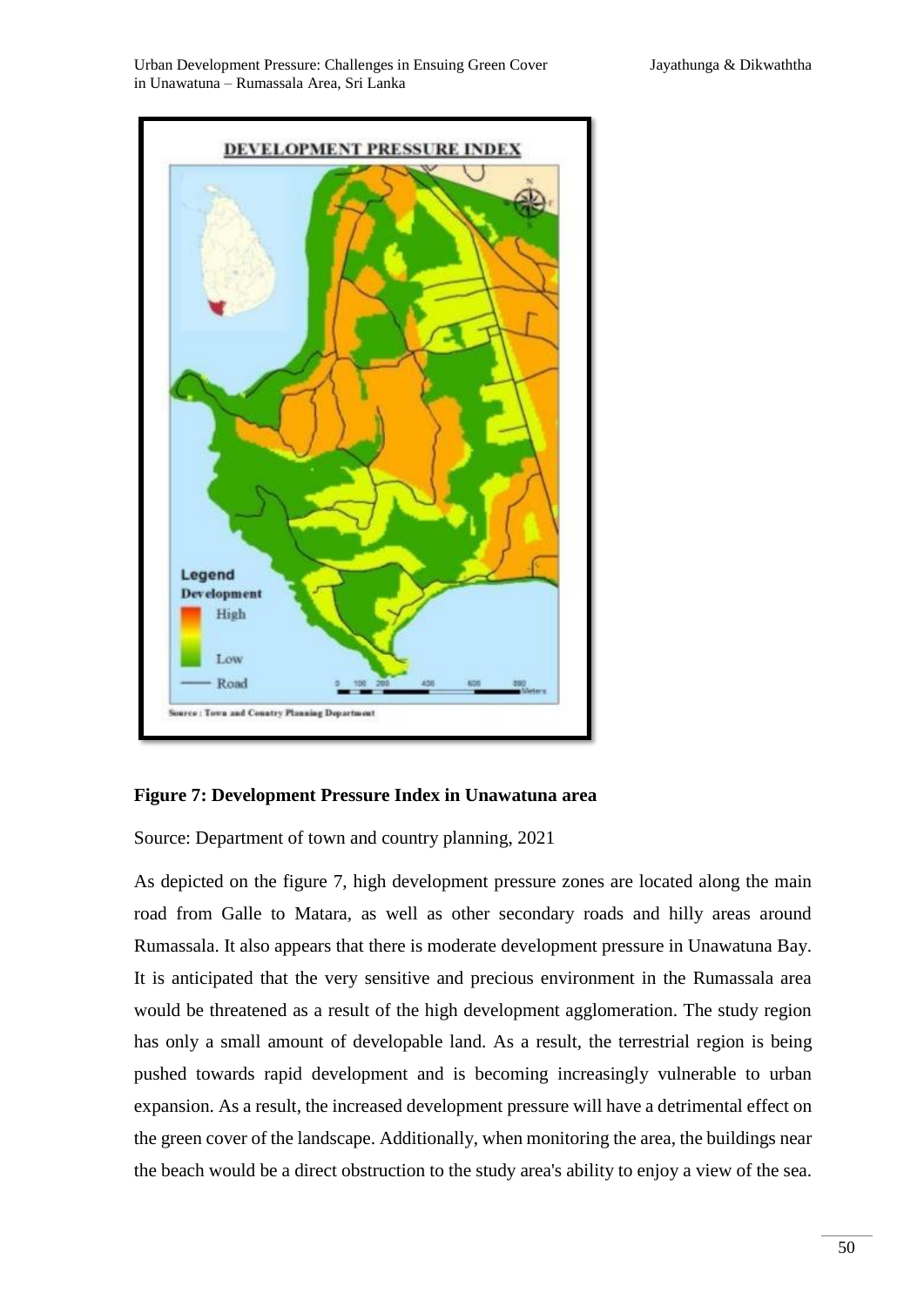**Figure 7: Development Pressure Index in Unawatuna area**

Source: Department of town and country planning, 2021

As depicted on the figure 7, high development pressure zones are located along the main road from Galle to Matara, as well as other secondary roads and hilly areas around Rumassala. It also appears that there is moderate development pressure in Unawatuna Bay. It is anticipated that the very sensitive and precious environment in the Rumassala area would be threatened as a result of the high development agglomeration. The study region has only a small amount of developable land. As a result, the terrestrial region is being pushed towards rapid development and is becoming increasingly vulnerable to urban expansion. As a result, the increased development pressure will have a detrimental effect on the green cover of the landscape. Additionally, when monitoring the area, the buildings near the beach would be a direct obstruction to the study area's ability to enjoy a view of the sea.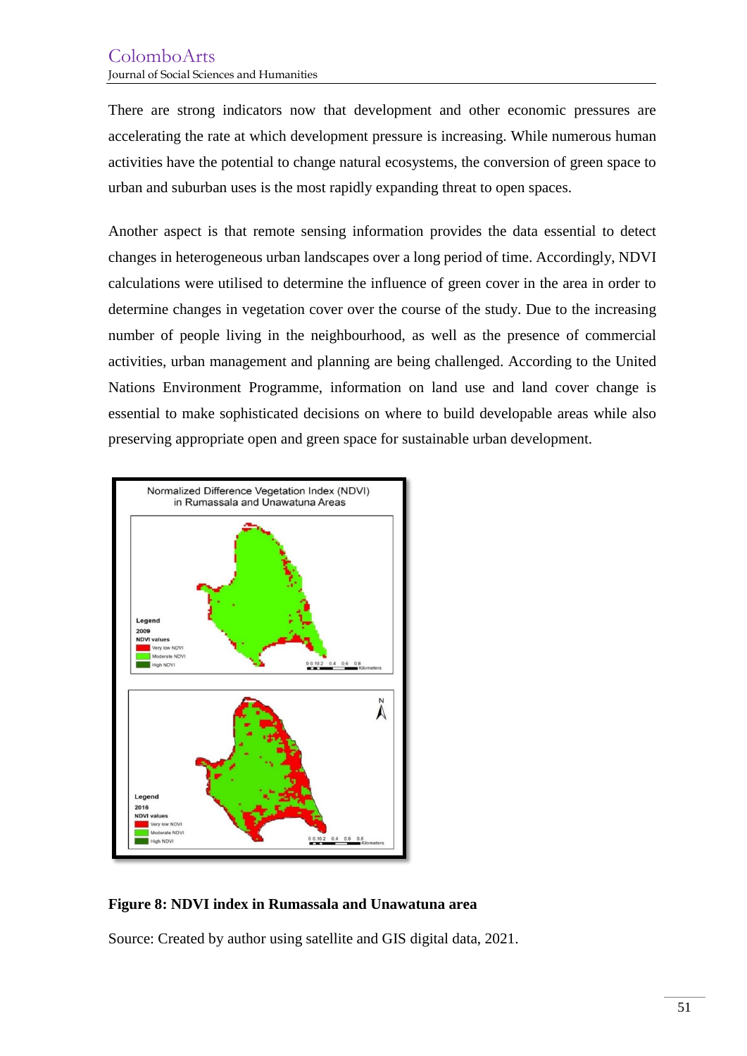There are strong indicators now that development and other economic pressures are accelerating the rate at which development pressure is increasing. While numerous human activities have the potential to change natural ecosystems, the conversion of green space to urban and suburban uses is the most rapidly expanding threat to open spaces.

Another aspect is that remote sensing information provides the data essential to detect changes in heterogeneous urban landscapes over a long period of time. Accordingly, NDVI calculations were utilised to determine the influence of green cover in the area in order to determine changes in vegetation cover over the course of the study. Due to the increasing number of people living in the neighbourhood, as well as the presence of commercial activities, urban management and planning are being challenged. According to the United Nations Environment Programme, information on land use and land cover change is essential to make sophisticated decisions on where to build developable areas while also preserving appropriate open and green space for sustainable urban development.

**Figure 8: NDVI index in Rumassala and Unawatuna area**

Source: Created by author using satellite and GIS digital data, 2021.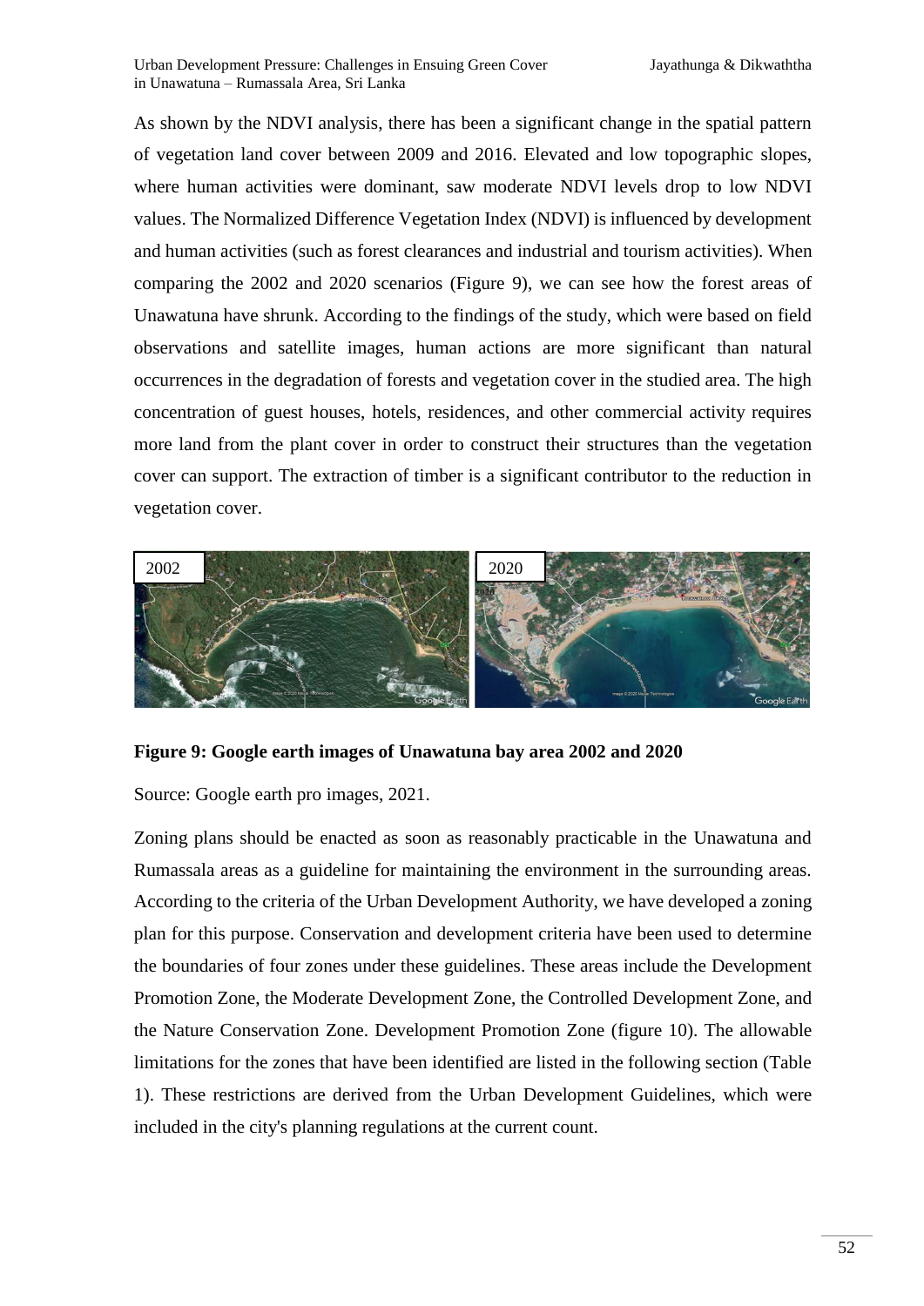As shown by the NDVI analysis, there has been a significant change in the spatial pattern of vegetation land cover between 2009 and 2016. Elevated and low topographic slopes, where human activities were dominant, saw moderate NDVI levels drop to low NDVI values. The Normalized Difference Vegetation Index (NDVI) is influenced by development and human activities (such as forest clearances and industrial and tourism activities). When comparing the 2002 and 2020 scenarios (Figure 9), we can see how the forest areas of Unawatuna have shrunk. According to the findings of the study, which were based on field observations and satellite images, human actions are more significant than natural occurrences in the degradation of forests and vegetation cover in the studied area. The high concentration of guest houses, hotels, residences, and other commercial activity requires more land from the plant cover in order to construct their structures than the vegetation cover can support. The extraction of timber is a significant contributor to the reduction in vegetation cover.

**Figure 9: Google earth images of Unawatuna bay area 2002 and 2020**

Source: Google earth pro images, 2021.

Zoning plans should be enacted as soon as reasonably practicable in the Unawatuna and Rumassala areas as a guideline for maintaining the environment in the surrounding areas. According to the criteria of the Urban Development Authority, we have developed a zoning plan for this purpose. Conservation and development criteria have been used to determine the boundaries of four zones under these guidelines. These areas include the Development Promotion Zone, the Moderate Development Zone, the Controlled Development Zone, and the Nature Conservation Zone. Development Promotion Zone (figure 10). The allowable limitations for the zones that have been identified are listed in the following section (Table 1). These restrictions are derived from the Urban Development Guidelines, which were included in the city's planning regulations at the current count.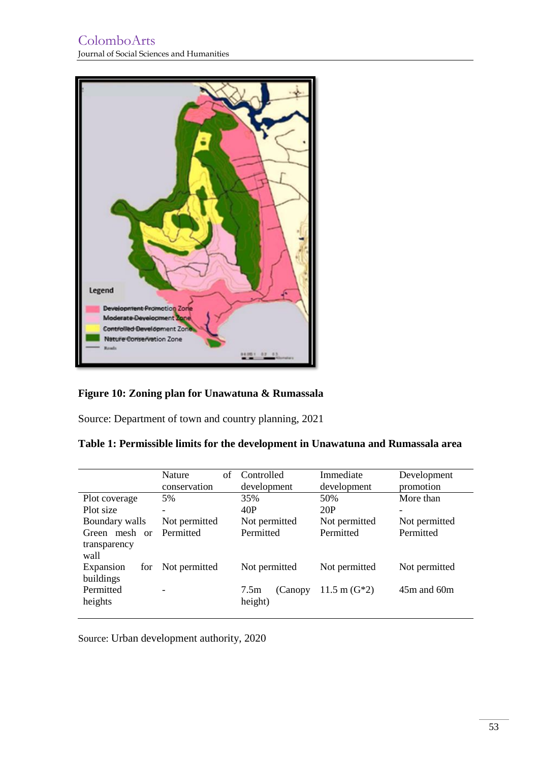**Figure 10: Zoning plan for Unawatuna & Rumassala**

Source: Department of town and country planning, 2021

**Table 1: Permissible limits for the development in Unawatuna and Rumassala area**

| | Nature of conservation | Controlled development | Immediate development | Development promotion |
|---|---|---|---|---|
| Plot coverage | 5% | 35% | 50% | More than |
| Plot size | - | 40P | 20P | - |
| Boundary walls | Not permitted | Not permitted | Not permitted | Not permitted |
| Green mesh or transparency wall | Permitted | Permitted | Permitted | Permitted |
| Expansion for buildings | Not permitted | Not permitted | Not permitted | Not permitted |
| Permitted heights | - | 7.5m (Canopy height) | 11.5 m (G*2) | 45m and 60m |

Source: Urban development authority, 2020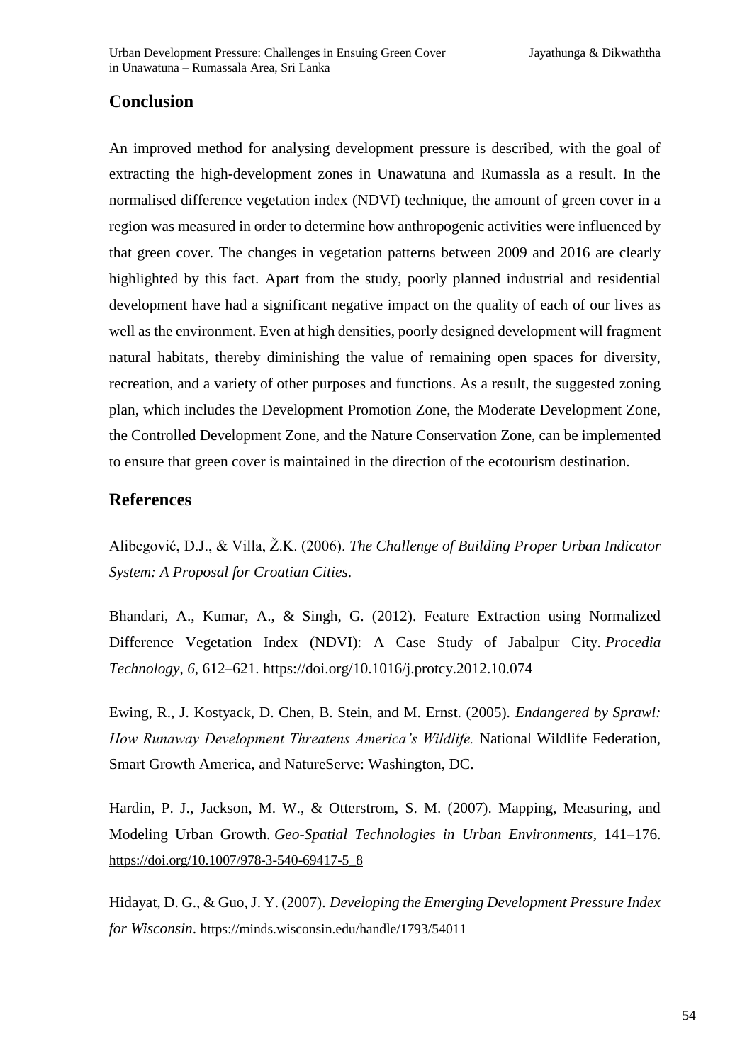## Conclusion

An improved method for analysing development pressure is described, with the goal of extracting the high-development zones in Unawatuna and Rumassla as a result. In the normalised difference vegetation index (NDVI) technique, the amount of green cover in a region was measured in order to determine how anthropogenic activities were influenced by that green cover. The changes in vegetation patterns between 2009 and 2016 are clearly highlighted by this fact. Apart from the study, poorly planned industrial and residential development have had a significant negative impact on the quality of each of our lives as well as the environment. Even at high densities, poorly designed development will fragment natural habitats, thereby diminishing the value of remaining open spaces for diversity, recreation, and a variety of other purposes and functions. As a result, the suggested zoning plan, which includes the Development Promotion Zone, the Moderate Development Zone, the Controlled Development Zone, and the Nature Conservation Zone, can be implemented to ensure that green cover is maintained in the direction of the ecotourism destination.

## References

Alibegović, D.J., & Villa, Ž.K. (2006). *The Challenge of Building Proper Urban Indicator System: A Proposal for Croatian Cities*.

Bhandari, A., Kumar, A., & Singh, G. (2012). Feature Extraction using Normalized Difference Vegetation Index (NDVI): A Case Study of Jabalpur City. *Procedia Technology*, *6*, 612–621. https://doi.org/10.1016/j.protcy.2012.10.074

Ewing, R., J. Kostyack, D. Chen, B. Stein, and M. Ernst. (2005). *Endangered by Sprawl: How Runaway Development Threatens America's Wildlife.* National Wildlife Federation, Smart Growth America, and NatureServe: Washington, DC.

Hardin, P. J., Jackson, M. W., & Otterstrom, S. M. (2007). Mapping, Measuring, and Modeling Urban Growth. *Geo-Spatial Technologies in Urban Environments*, 141–176. https://doi.org/10.1007/978-3-540-69417-5_8

Hidayat, D. G., & Guo, J. Y. (2007). *Developing the Emerging Development Pressure Index for Wisconsin*. https://minds.wisconsin.edu/handle/1793/54011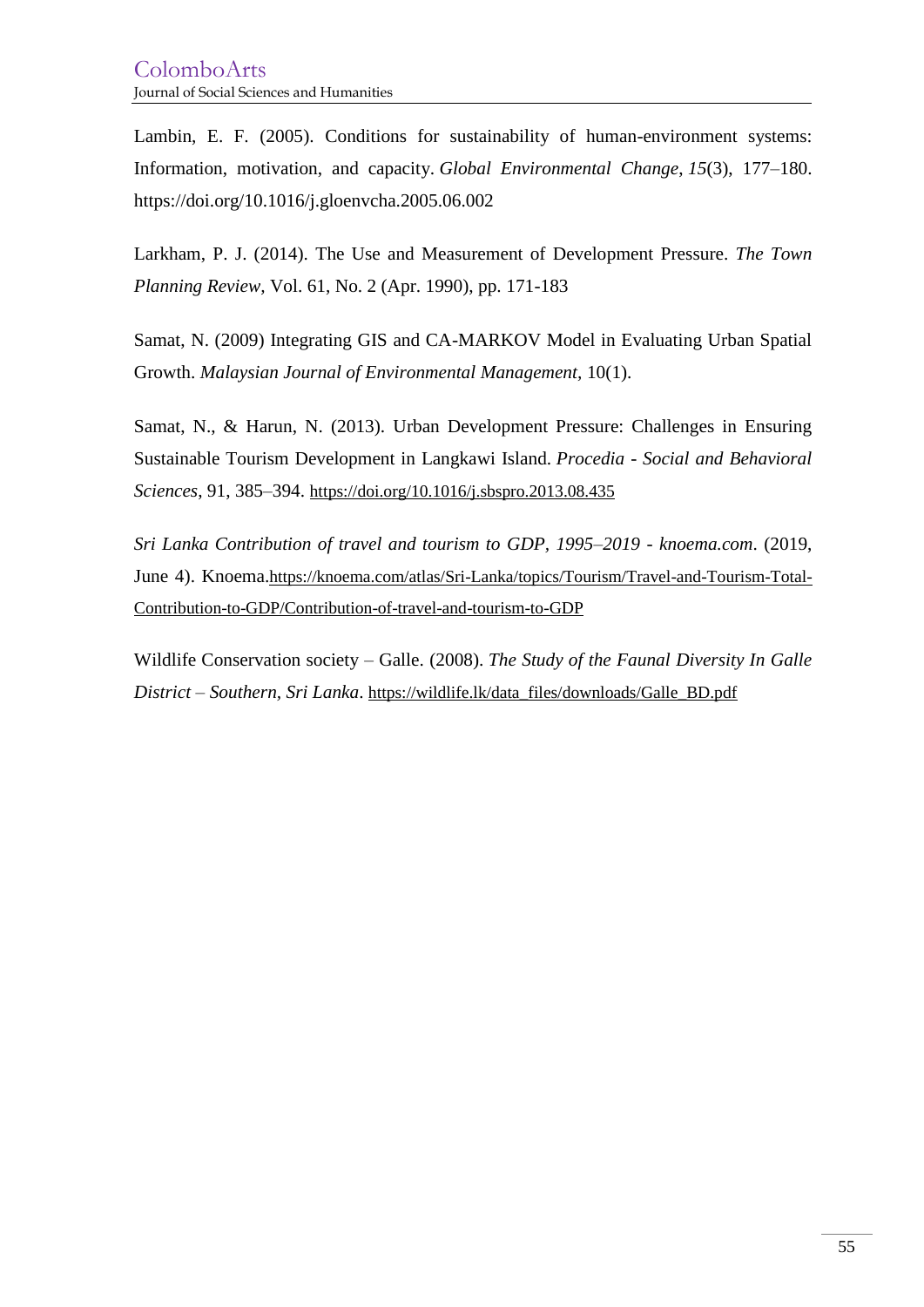Lambin, E. F. (2005). Conditions for sustainability of human-environment systems: Information, motivation, and capacity. *Global Environmental Change*, *15*(3), 177–180. https://doi.org/10.1016/j.gloenvcha.2005.06.002

Larkham, P. J. (2014). The Use and Measurement of Development Pressure. *The Town Planning Review,* Vol. 61, No. 2 (Apr. 1990), pp. 171-183

Samat, N. (2009) Integrating GIS and CA-MARKOV Model in Evaluating Urban Spatial Growth. *Malaysian Journal of Environmental Management*, 10(1).

Samat, N., & Harun, N. (2013). Urban Development Pressure: Challenges in Ensuring Sustainable Tourism Development in Langkawi Island. *Procedia - Social and Behavioral Sciences*, 91, 385–394. https://doi.org/10.1016/j.sbspro.2013.08.435

*Sri Lanka Contribution of travel and tourism to GDP, 1995–2019 - knoema.com*. (2019, June 4). Knoema.https://knoema.com/atlas/Sri-Lanka/topics/Tourism/Travel-and-Tourism-Total-Contribution-to-GDP/Contribution-of-travel-and-tourism-to-GDP

Wildlife Conservation society – Galle. (2008). *The Study of the Faunal Diversity In Galle District – Southern, Sri Lanka*. https://wildlife.lk/data_files/downloads/Galle_BD.pdf